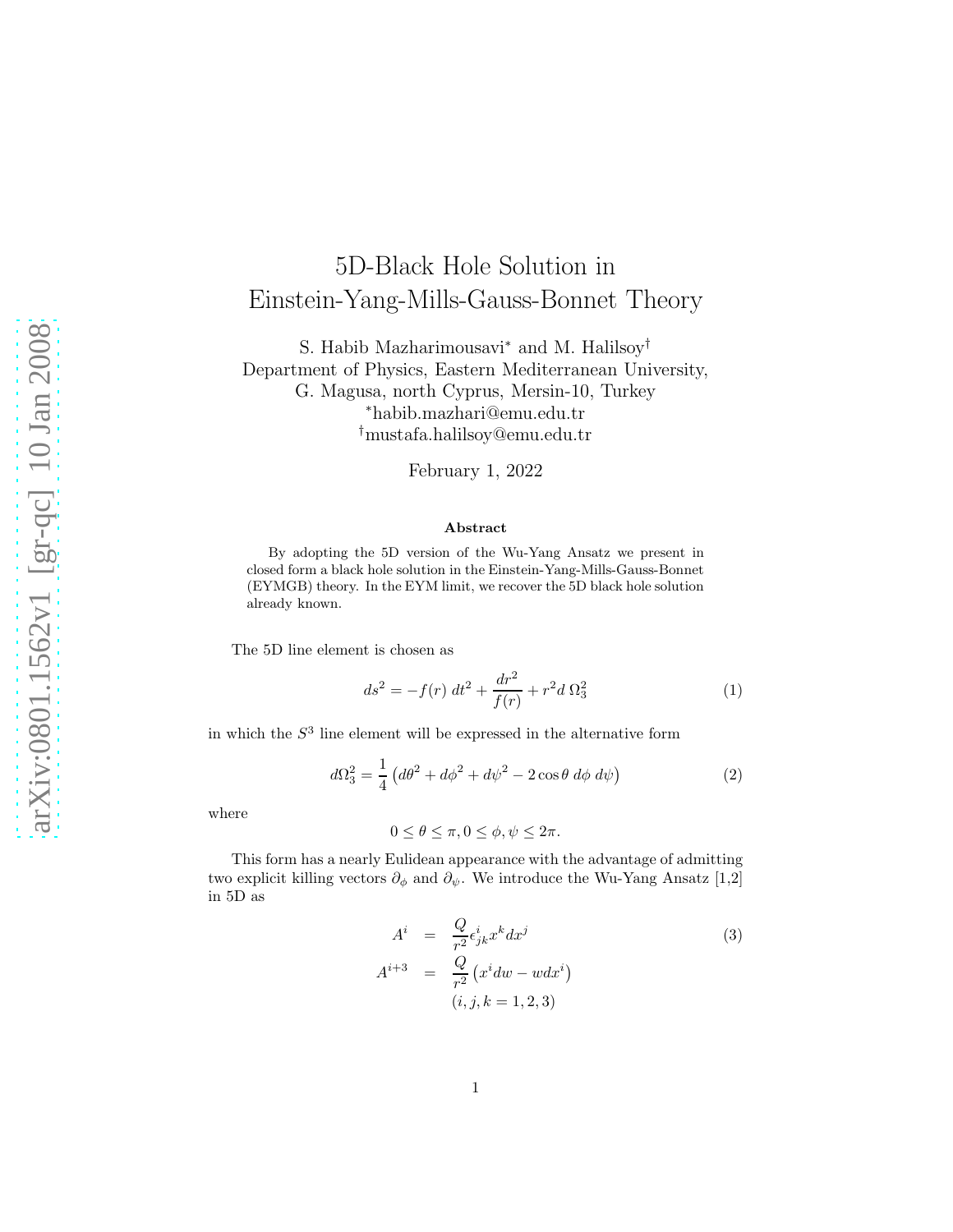# 5D-Black Hole Solution in Einstein-Yang-Mills-Gauss-Bonnet Theory

S. Habib Mazharimousavi* and M. Halilsoy†
Department of Physics, Eastern Mediterranean University,
G. Magusa, north Cyprus, Mersin-10, Turkey
*habib.mazhari@emu.edu.tr
†mustafa.halilsoy@emu.edu.tr

February 1, 2022

### Abstract

By adopting the 5D version of the Wu-Yang Ansatz we present in closed form a black hole solution in the Einstein-Yang-Mills-Gauss-Bonnet (EYMGB) theory. In the EYM limit, we recover the 5D black hole solution already known.

The 5D line element is chosen as

$$ds^2 = -f(r)\ dt^2 + \frac{dr^2}{f(r)} + r^2 d\ \Omega_3^2 \tag{1}$$

in which the $S^3$ line element will be expressed in the alternative form

$$d\Omega_3^2 = \frac{1}{4}\left(d\theta^2 + d\phi^2 + d\psi^2 - 2\cos\theta\ d\phi\ d\psi\right) \tag{2}$$

where

$$0 \leq \theta \leq \pi, 0 \leq \phi, \psi \leq 2\pi.$$

This form has a nearly Eulidean appearance with the advantage of admitting two explicit killing vectors $\partial_\phi$ and $\partial_\psi$. We introduce the Wu-Yang Ansatz [1,2] in 5D as

$$\begin{aligned} A^i &= \frac{Q}{r^2}\epsilon^i_{jk}x^k dx^j \\ A^{i+3} &= \frac{Q}{r^2}\left(x^i dw - w dx^i\right) \\ &\quad (i, j, k = 1, 2, 3) \end{aligned} \tag{3}$$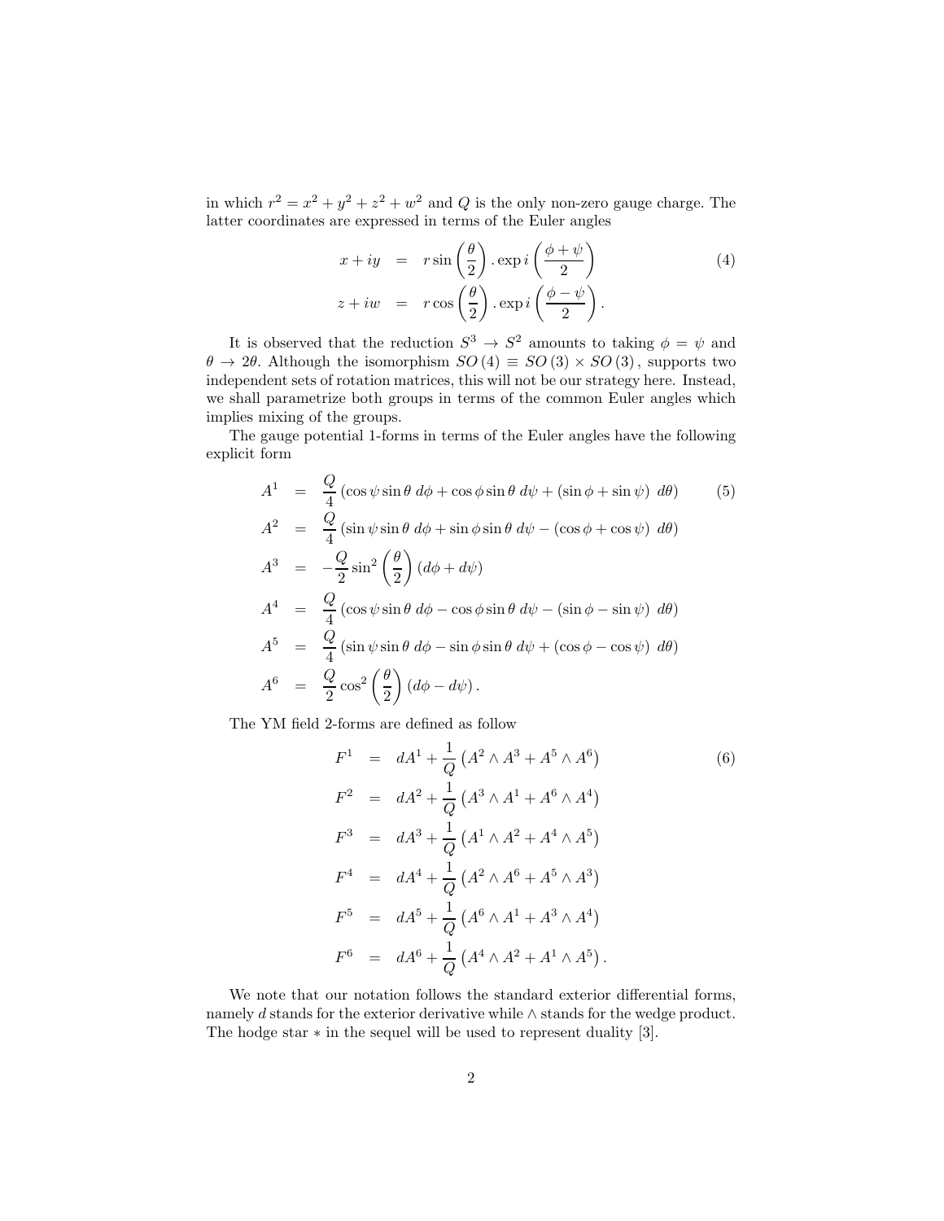in which $r^2 = x^2 + y^2 + z^2 + w^2$ and $Q$ is the only non-zero gauge charge. The latter coordinates are expressed in terms of the Euler angles

$$
\begin{aligned}
x + iy &= r \sin\left(\frac{\theta}{2}\right) . \exp i \left(\frac{\phi + \psi}{2}\right) \\
z + iw &= r \cos\left(\frac{\theta}{2}\right) . \exp i \left(\frac{\phi - \psi}{2}\right) .
\end{aligned} \tag{4}
$$

It is observed that the reduction $S^3 \to S^2$ amounts to taking $\phi = \psi$ and $\theta \to 2\theta$. Although the isomorphism $SO(4) \equiv SO(3) \times SO(3)$, supports two independent sets of rotation matrices, this will not be our strategy here. Instead, we shall parametrize both groups in terms of the common Euler angles which implies mixing of the groups.

The gauge potential 1-forms in terms of the Euler angles have the following explicit form

$$
\begin{aligned}
A^1 &= \frac{Q}{4} \left(\cos\psi \sin\theta \; d\phi + \cos\phi \sin\theta \; d\psi + (\sin\phi + \sin\psi) \; d\theta\right) \\
A^2 &= \frac{Q}{4} \left(\sin\psi \sin\theta \; d\phi + \sin\phi \sin\theta \; d\psi - (\cos\phi + \cos\psi) \; d\theta\right) \\
A^3 &= -\frac{Q}{2} \sin^2\left(\frac{\theta}{2}\right) (d\phi + d\psi) \\
A^4 &= \frac{Q}{4} \left(\cos\psi \sin\theta \; d\phi - \cos\phi \sin\theta \; d\psi - (\sin\phi - \sin\psi) \; d\theta\right) \\
A^5 &= \frac{Q}{4} \left(\sin\psi \sin\theta \; d\phi - \sin\phi \sin\theta \; d\psi + (\cos\phi - \cos\psi) \; d\theta\right) \\
A^6 &= \frac{Q}{2} \cos^2\left(\frac{\theta}{2}\right) (d\phi - d\psi) .
\end{aligned} \tag{5}
$$

The YM field 2-forms are defined as follow

$$
\begin{aligned}
F^1 &= dA^1 + \frac{1}{Q} \left(A^2 \wedge A^3 + A^5 \wedge A^6\right) \\
F^2 &= dA^2 + \frac{1}{Q} \left(A^3 \wedge A^1 + A^6 \wedge A^4\right) \\
F^3 &= dA^3 + \frac{1}{Q} \left(A^1 \wedge A^2 + A^4 \wedge A^5\right) \\
F^4 &= dA^4 + \frac{1}{Q} \left(A^2 \wedge A^6 + A^5 \wedge A^3\right) \\
F^5 &= dA^5 + \frac{1}{Q} \left(A^6 \wedge A^1 + A^3 \wedge A^4\right) \\
F^6 &= dA^6 + \frac{1}{Q} \left(A^4 \wedge A^2 + A^1 \wedge A^5\right) .
\end{aligned} \tag{6}
$$

We note that our notation follows the standard exterior differential forms, namely $d$ stands for the exterior derivative while $\wedge$ stands for the wedge product. The hodge star $*$ in the sequel will be used to represent duality [3].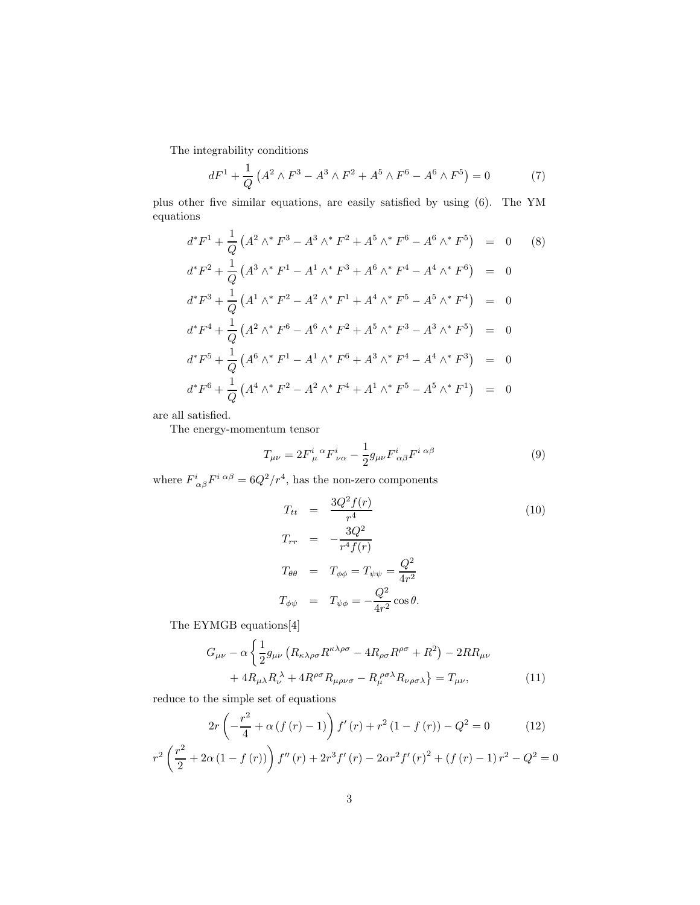The integrability conditions

$$dF^1 + \frac{1}{Q}\left(A^2 \wedge F^3 - A^3 \wedge F^2 + A^5 \wedge F^6 - A^6 \wedge F^5\right) = 0 \tag{7}$$

plus other five similar equations, are easily satisfied by using (6). The YM equations

$$\begin{aligned}
d^*F^1 + \frac{1}{Q}\left(A^2 \wedge^* F^3 - A^3 \wedge^* F^2 + A^5 \wedge^* F^6 - A^6 \wedge^* F^5\right) &= 0 \qquad (8)\\
d^*F^2 + \frac{1}{Q}\left(A^3 \wedge^* F^1 - A^1 \wedge^* F^3 + A^6 \wedge^* F^4 - A^4 \wedge^* F^6\right) &= 0\\
d^*F^3 + \frac{1}{Q}\left(A^1 \wedge^* F^2 - A^2 \wedge^* F^1 + A^4 \wedge^* F^5 - A^5 \wedge^* F^4\right) &= 0\\
d^*F^4 + \frac{1}{Q}\left(A^2 \wedge^* F^6 - A^6 \wedge^* F^2 + A^5 \wedge^* F^3 - A^3 \wedge^* F^5\right) &= 0\\
d^*F^5 + \frac{1}{Q}\left(A^6 \wedge^* F^1 - A^1 \wedge^* F^6 + A^3 \wedge^* F^4 - A^4 \wedge^* F^3\right) &= 0\\
d^*F^6 + \frac{1}{Q}\left(A^4 \wedge^* F^2 - A^2 \wedge^* F^4 + A^1 \wedge^* F^5 - A^5 \wedge^* F^1\right) &= 0
\end{aligned}$$

are all satisfied.

The energy-momentum tensor

$$T_{\mu\nu} = 2F^i_{\ \mu}{}^{\alpha} F^i_{\ \nu\alpha} - \frac{1}{2} g_{\mu\nu} F^i_{\ \alpha\beta} F^{i\ \alpha\beta} \tag{9}$$

where $F^i_{\ \alpha\beta} F^{i\ \alpha\beta} = 6Q^2/r^4$, has the non-zero components

$$\begin{aligned}
T_{tt} &= \frac{3Q^2 f(r)}{r^4} \qquad (10)\\
T_{rr} &= -\frac{3Q^2}{r^4 f(r)}\\
T_{\theta\theta} &= T_{\phi\phi} = T_{\psi\psi} = \frac{Q^2}{4r^2}\\
T_{\phi\psi} &= T_{\psi\phi} = -\frac{Q^2}{4r^2}\cos\theta.
\end{aligned}$$

The EYMGB equations[4]

$$\begin{aligned}
G_{\mu\nu} - \alpha \Big\{ &\frac{1}{2} g_{\mu\nu}\left(R_{\kappa\lambda\rho\sigma}R^{\kappa\lambda\rho\sigma} - 4R_{\rho\sigma}R^{\rho\sigma} + R^2\right) - 2RR_{\mu\nu}\\
&+ 4R_{\mu\lambda}R_{\nu}^{\ \lambda} + 4R^{\rho\sigma}R_{\mu\rho\nu\sigma} - R_{\mu}^{\ \rho\sigma\lambda}R_{\nu\rho\sigma\lambda}\Big\} = T_{\mu\nu}, \qquad (11)
\end{aligned}$$

reduce to the simple set of equations

$$2r\left(-\frac{r^2}{4} + \alpha\left(f(r) - 1\right)\right) f'(r) + r^2\left(1 - f(r)\right) - Q^2 = 0 \tag{12}$$

$$r^2\left(\frac{r^2}{2} + 2\alpha\left(1 - f(r)\right)\right) f''(r) + 2r^3 f'(r) - 2\alpha r^2 f'(r)^2 + \left(f(r) - 1\right)r^2 - Q^2 = 0$$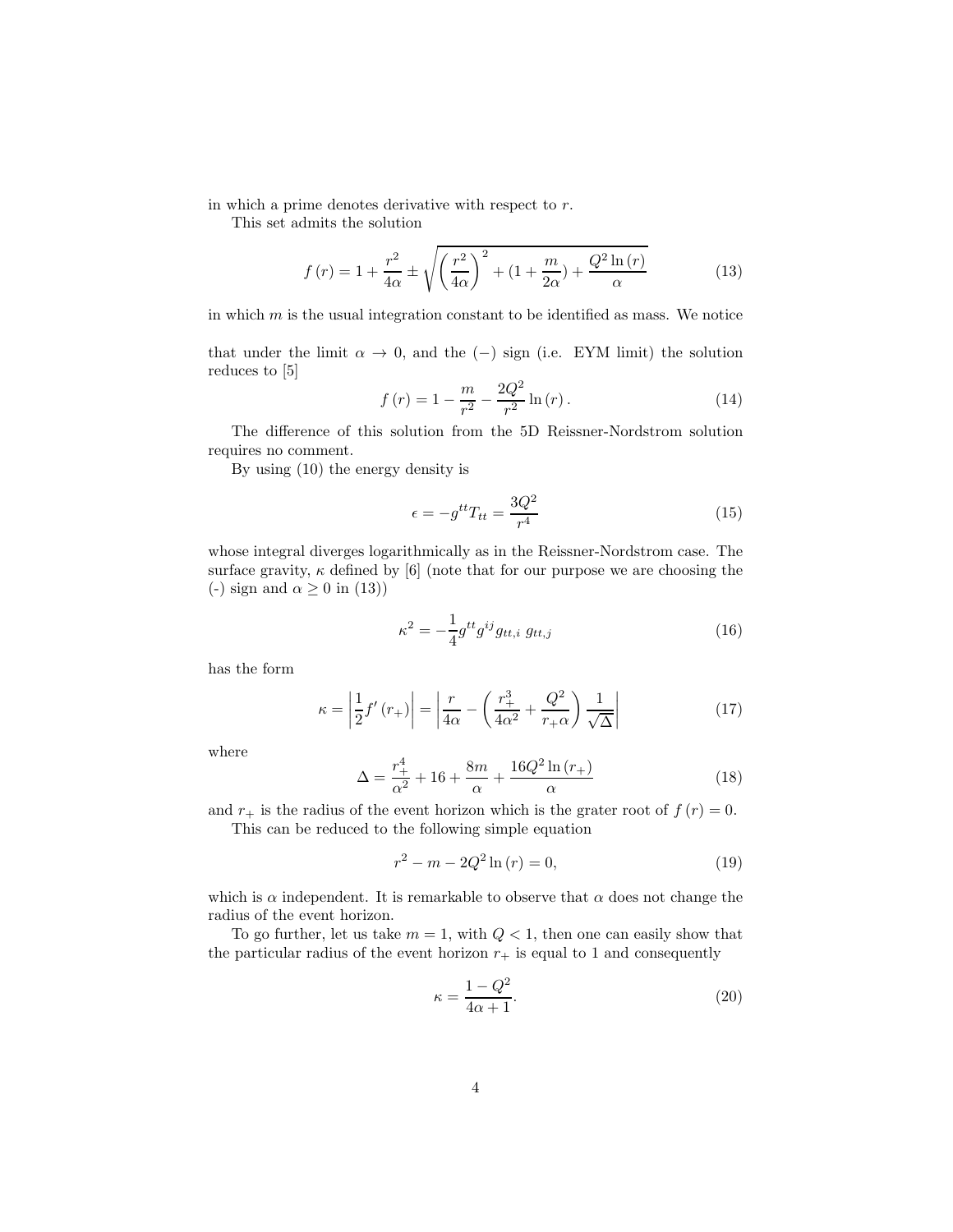in which a prime denotes derivative with respect to $r$.

This set admits the solution

$$f(r) = 1 + \frac{r^2}{4\alpha} \pm \sqrt{\left(\frac{r^2}{4\alpha}\right)^2 + (1 + \frac{m}{2\alpha}) + \frac{Q^2 \ln(r)}{\alpha}} \tag{13}$$

in which $m$ is the usual integration constant to be identified as mass. We notice

that under the limit $\alpha \to 0$, and the $(-)$ sign (i.e. EYM limit) the solution reduces to [5]

$$f(r) = 1 - \frac{m}{r^2} - \frac{2Q^2}{r^2} \ln(r). \tag{14}$$

The difference of this solution from the 5D Reissner-Nordstrom solution requires no comment.

By using (10) the energy density is

$$\epsilon = -g^{tt} T_{tt} = \frac{3Q^2}{r^4} \tag{15}$$

whose integral diverges logarithmically as in the Reissner-Nordstrom case. The surface gravity, $\kappa$ defined by [6] (note that for our purpose we are choosing the (-) sign and $\alpha \geq 0$ in (13))

$$\kappa^2 = -\frac{1}{4} g^{tt} g^{ij} g_{tt,i}\; g_{tt,j} \tag{16}$$

has the form

$$\kappa = \left| \frac{1}{2} f'(r_+) \right| = \left| \frac{r}{4\alpha} - \left( \frac{r_+^3}{4\alpha^2} + \frac{Q^2}{r_+ \alpha} \right) \frac{1}{\sqrt{\Delta}} \right| \tag{17}$$

where

$$\Delta = \frac{r_+^4}{\alpha^2} + 16 + \frac{8m}{\alpha} + \frac{16Q^2 \ln(r_+)}{\alpha} \tag{18}$$

and $r_+$ is the radius of the event horizon which is the grater root of $f(r) = 0$.

This can be reduced to the following simple equation

$$r^2 - m - 2Q^2 \ln(r) = 0, \tag{19}$$

which is $\alpha$ independent. It is remarkable to observe that $\alpha$ does not change the radius of the event horizon.

To go further, let us take $m = 1$, with $Q < 1$, then one can easily show that the particular radius of the event horizon $r_+$ is equal to 1 and consequently

$$\kappa = \frac{1 - Q^2}{4\alpha + 1}. \tag{20}$$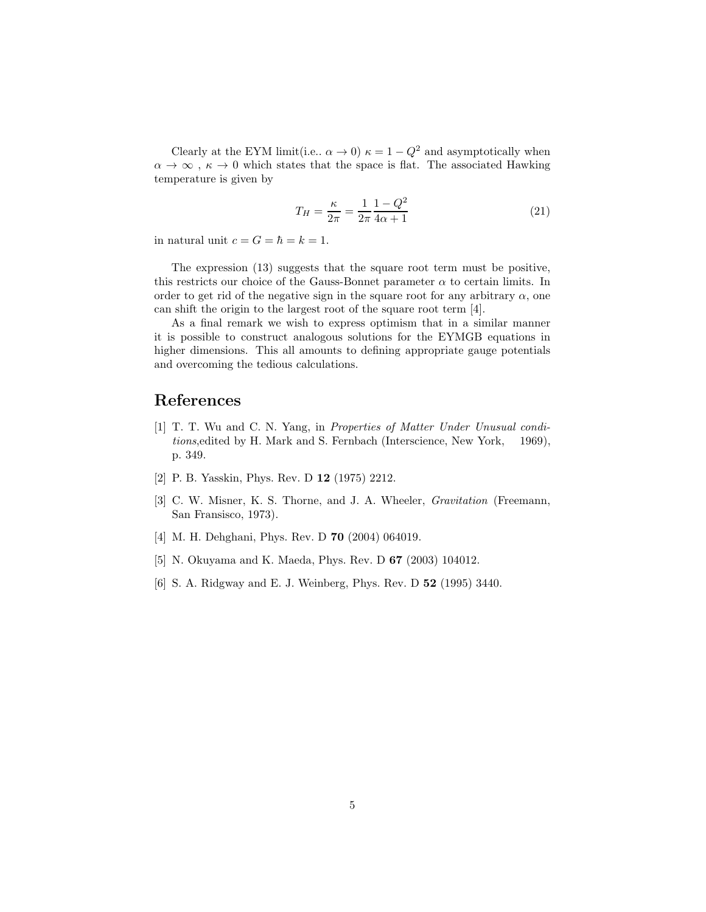Clearly at the EYM limit(i.e.. $\alpha \to 0$) $\kappa = 1 - Q^2$ and asymptotically when $\alpha \to \infty$ , $\kappa \to 0$ which states that the space is flat. The associated Hawking temperature is given by

$$T_H = \frac{\kappa}{2\pi} = \frac{1}{2\pi}\frac{1-Q^2}{4\alpha+1} \tag{21}$$

in natural unit $c = G = \hbar = k = 1$.

The expression (13) suggests that the square root term must be positive, this restricts our choice of the Gauss-Bonnet parameter $\alpha$ to certain limits. In order to get rid of the negative sign in the square root for any arbitrary $\alpha$, one can shift the origin to the largest root of the square root term [4].

As a final remark we wish to express optimism that in a similar manner it is possible to construct analogous solutions for the EYMGB equations in higher dimensions. This all amounts to defining appropriate gauge potentials and overcoming the tedious calculations.

## References

[1] T. T. Wu and C. N. Yang, in *Properties of Matter Under Unusual conditions*,edited by H. Mark and S. Fernbach (Interscience, New York, 1969), p. 349.

[2] P. B. Yasskin, Phys. Rev. D **12** (1975) 2212.

[3] C. W. Misner, K. S. Thorne, and J. A. Wheeler, *Gravitation* (Freemann, San Fransisco, 1973).

[4] M. H. Dehghani, Phys. Rev. D **70** (2004) 064019.

[5] N. Okuyama and K. Maeda, Phys. Rev. D **67** (2003) 104012.

[6] S. A. Ridgway and E. J. Weinberg, Phys. Rev. D **52** (1995) 3440.